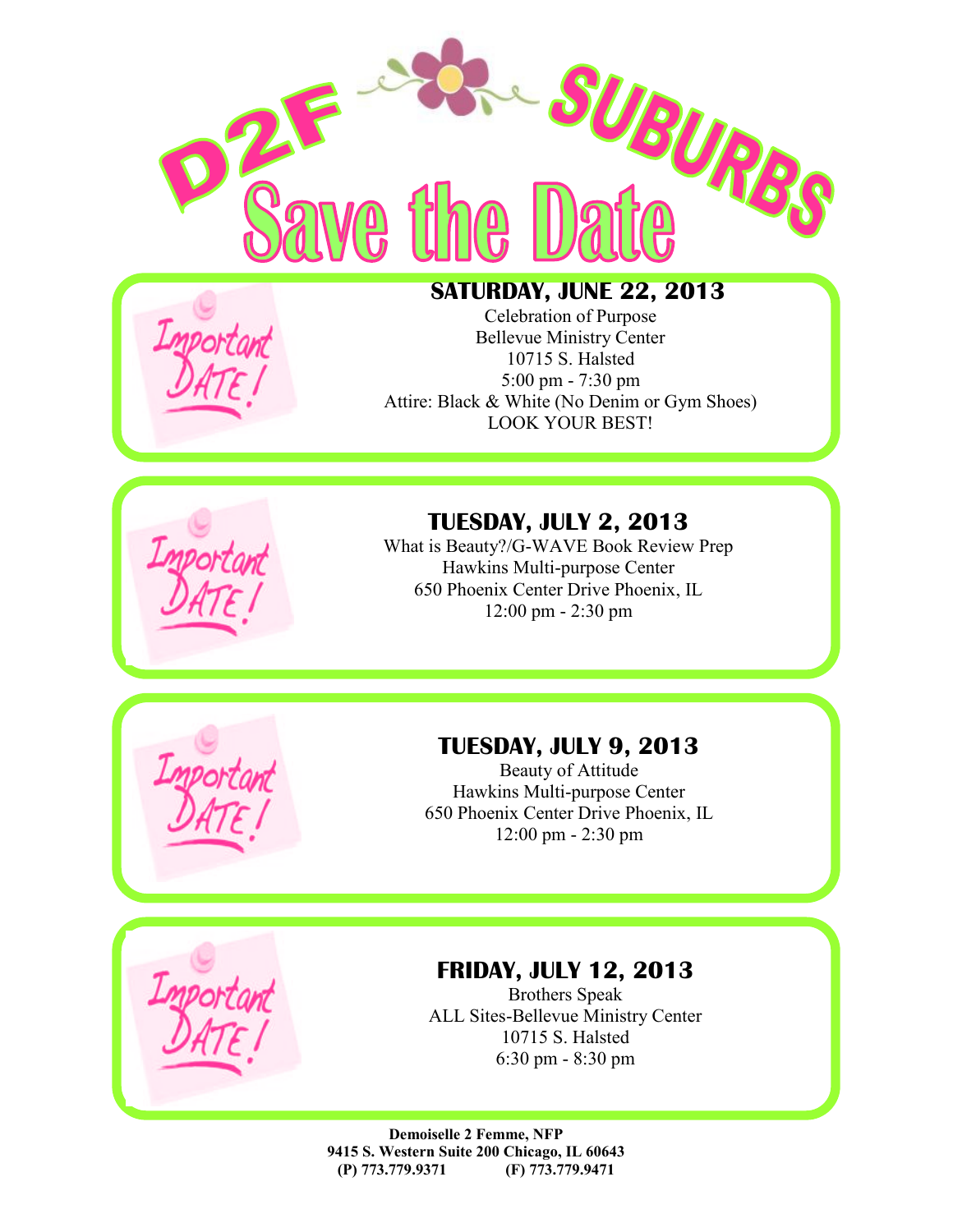# D2F SUBURBS

# Save the Date

Important DATE!

## SATURDAY, JUNE 22, 2013

Celebration of Purpose
Bellevue Ministry Center
10715 S. Halsted
5:00 pm - 7:30 pm
Attire: Black & White (No Denim or Gym Shoes)
LOOK YOUR BEST!

Important DATE!

## TUESDAY, JULY 2, 2013

What is Beauty?/G-WAVE Book Review Prep
Hawkins Multi-purpose Center
650 Phoenix Center Drive Phoenix, IL
12:00 pm - 2:30 pm

Important DATE!

## TUESDAY, JULY 9, 2013

Beauty of Attitude
Hawkins Multi-purpose Center
650 Phoenix Center Drive Phoenix, IL
12:00 pm - 2:30 pm

Important DATE!

## FRIDAY, JULY 12, 2013

Brothers Speak
ALL Sites-Bellevue Ministry Center
10715 S. Halsted
6:30 pm - 8:30 pm

**Demoiselle 2 Femme, NFP**
**9415 S. Western Suite 200 Chicago, IL 60643**
**(P) 773.779.9371 (F) 773.779.9471**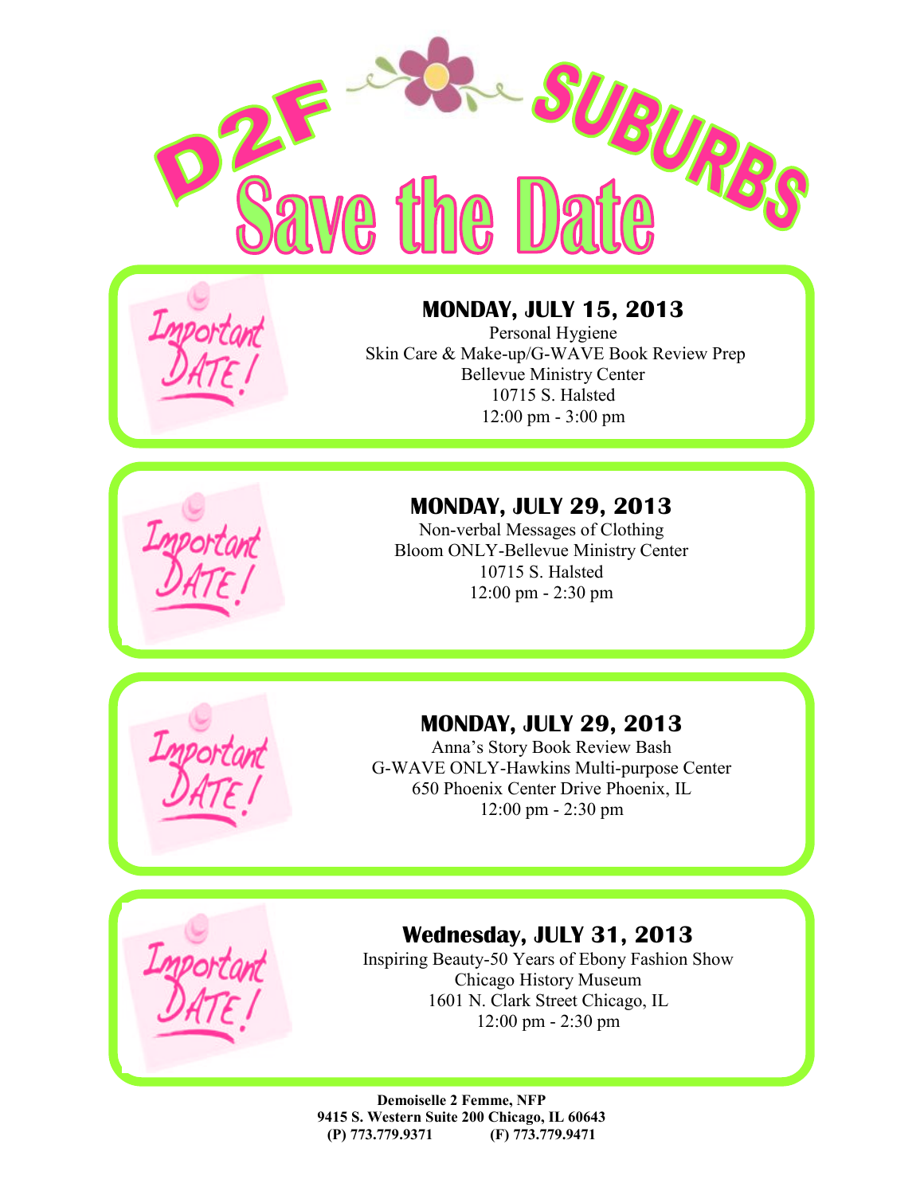# D2F SUBURBS

# Save the Date

Important DATE!

### MONDAY, JULY 15, 2013

Personal Hygiene
Skin Care & Make-up/G-WAVE Book Review Prep
Bellevue Ministry Center
10715 S. Halsted
12:00 pm - 3:00 pm

Important DATE!

### MONDAY, JULY 29, 2013

Non-verbal Messages of Clothing
Bloom ONLY-Bellevue Ministry Center
10715 S. Halsted
12:00 pm - 2:30 pm

Important DATE!

### MONDAY, JULY 29, 2013

Anna's Story Book Review Bash
G-WAVE ONLY-Hawkins Multi-purpose Center
650 Phoenix Center Drive Phoenix, IL
12:00 pm - 2:30 pm

Important DATE!

### Wednesday, JULY 31, 2013

Inspiring Beauty-50 Years of Ebony Fashion Show
Chicago History Museum
1601 N. Clark Street Chicago, IL
12:00 pm - 2:30 pm

**Demoiselle 2 Femme, NFP**
**9415 S. Western Suite 200 Chicago, IL 60643**
**(P) 773.779.9371 (F) 773.779.9471**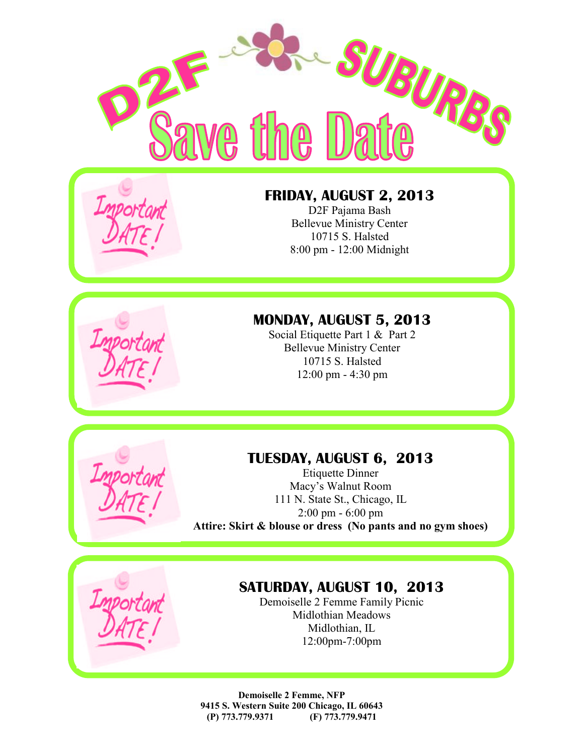# D2F SUBURBS

# Save the Date

Important DATE!

### FRIDAY, AUGUST 2, 2013

D2F Pajama Bash
Bellevue Ministry Center
10715 S. Halsted
8:00 pm - 12:00 Midnight

Important DATE!

### MONDAY, AUGUST 5, 2013

Social Etiquette Part 1 & Part 2
Bellevue Ministry Center
10715 S. Halsted
12:00 pm - 4:30 pm

Important DATE!

### TUESDAY, AUGUST 6, 2013

Etiquette Dinner
Macy's Walnut Room
111 N. State St., Chicago, IL
2:00 pm - 6:00 pm
**Attire: Skirt & blouse or dress (No pants and no gym shoes)**

Important DATE!

### SATURDAY, AUGUST 10, 2013

Demoiselle 2 Femme Family Picnic
Midlothian Meadows
Midlothian, IL
12:00pm-7:00pm

**Demoiselle 2 Femme, NFP**
**9415 S. Western Suite 200 Chicago, IL 60643**
**(P) 773.779.9371 (F) 773.779.9471**